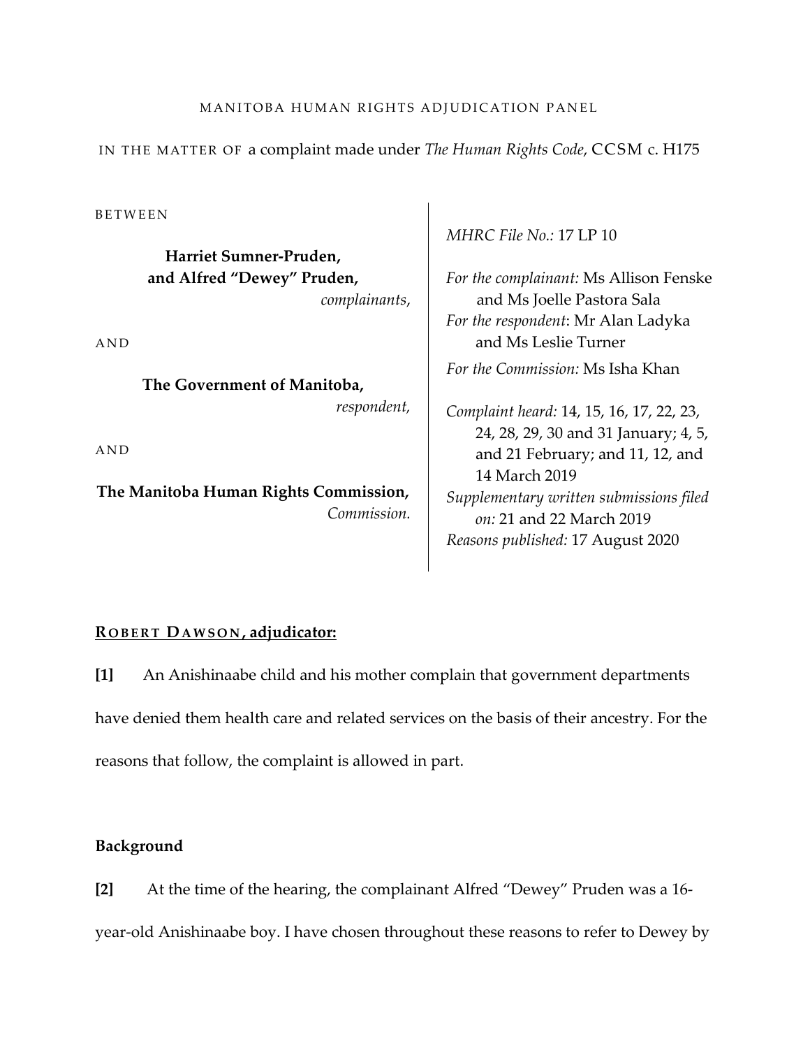MANITOBA HUMAN RIGHTS ADJUDICATION PANEL

IN THE MATTER OF a complaint made under *The Human Rights Code*, CCSM c. H175

BETWEEN

**Harriet Sumner-Pruden,**
**and Alfred "Dewey" Pruden,**
*complainants*,

AND

**The Government of Manitoba,**
*respondent,*

AND

**The Manitoba Human Rights Commission,**
*Commission.*

*MHRC File No.:* 17 LP 10

*For the complainant:* Ms Allison Fenske and Ms Joelle Pastora Sala
*For the respondent*: Mr Alan Ladyka and Ms Leslie Turner
*For the Commission:* Ms Isha Khan

*Complaint heard:* 14, 15, 16, 17, 22, 23, 24, 28, 29, 30 and 31 January; 4, 5, and 21 February; and 11, 12, and 14 March 2019
*Supplementary written submissions filed on:* 21 and 22 March 2019
*Reasons published:* 17 August 2020

**ROBERT DAWSON, adjudicator:**

**[1]** An Anishinaabe child and his mother complain that government departments have denied them health care and related services on the basis of their ancestry. For the reasons that follow, the complaint is allowed in part.

### Background

**[2]** At the time of the hearing, the complainant Alfred "Dewey" Pruden was a 16-year-old Anishinaabe boy. I have chosen throughout these reasons to refer to Dewey by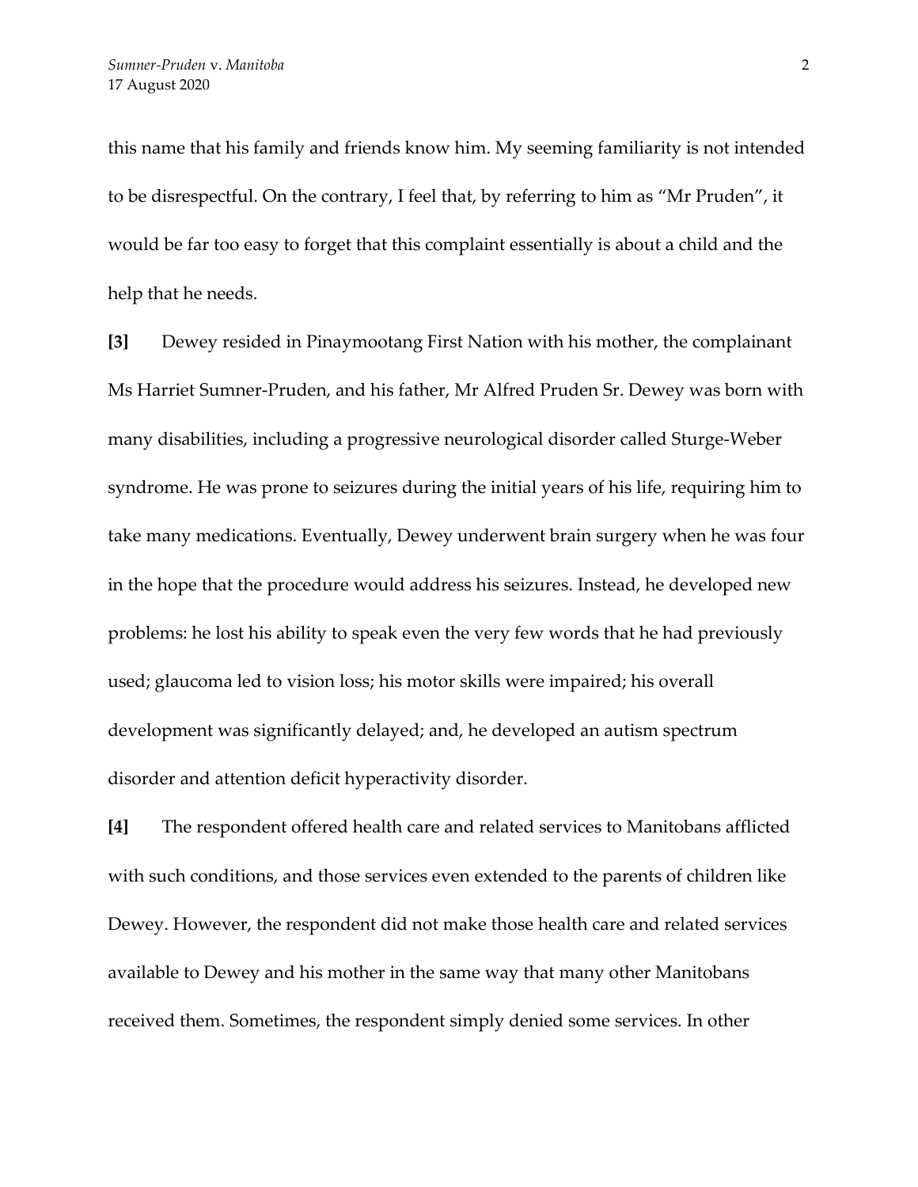this name that his family and friends know him. My seeming familiarity is not intended to be disrespectful. On the contrary, I feel that, by referring to him as "Mr Pruden", it would be far too easy to forget that this complaint essentially is about a child and the help that he needs.

**[3]** Dewey resided in Pinaymootang First Nation with his mother, the complainant Ms Harriet Sumner-Pruden, and his father, Mr Alfred Pruden Sr. Dewey was born with many disabilities, including a progressive neurological disorder called Sturge-Weber syndrome. He was prone to seizures during the initial years of his life, requiring him to take many medications. Eventually, Dewey underwent brain surgery when he was four in the hope that the procedure would address his seizures. Instead, he developed new problems: he lost his ability to speak even the very few words that he had previously used; glaucoma led to vision loss; his motor skills were impaired; his overall development was significantly delayed; and, he developed an autism spectrum disorder and attention deficit hyperactivity disorder.

**[4]** The respondent offered health care and related services to Manitobans afflicted with such conditions, and those services even extended to the parents of children like Dewey. However, the respondent did not make those health care and related services available to Dewey and his mother in the same way that many other Manitobans received them. Sometimes, the respondent simply denied some services. In other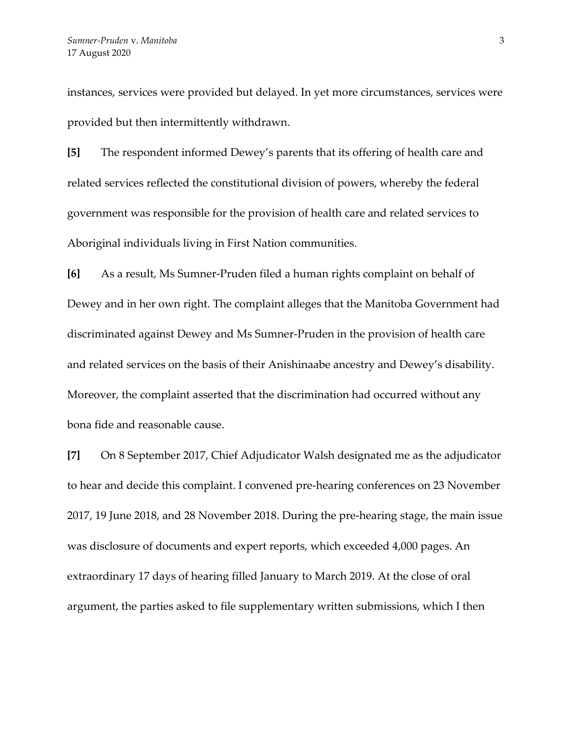instances, services were provided but delayed. In yet more circumstances, services were provided but then intermittently withdrawn.

**[5]** The respondent informed Dewey's parents that its offering of health care and related services reflected the constitutional division of powers, whereby the federal government was responsible for the provision of health care and related services to Aboriginal individuals living in First Nation communities.

**[6]** As a result, Ms Sumner-Pruden filed a human rights complaint on behalf of Dewey and in her own right. The complaint alleges that the Manitoba Government had discriminated against Dewey and Ms Sumner-Pruden in the provision of health care and related services on the basis of their Anishinaabe ancestry and Dewey's disability. Moreover, the complaint asserted that the discrimination had occurred without any bona fide and reasonable cause.

**[7]** On 8 September 2017, Chief Adjudicator Walsh designated me as the adjudicator to hear and decide this complaint. I convened pre-hearing conferences on 23 November 2017, 19 June 2018, and 28 November 2018. During the pre-hearing stage, the main issue was disclosure of documents and expert reports, which exceeded 4,000 pages. An extraordinary 17 days of hearing filled January to March 2019. At the close of oral argument, the parties asked to file supplementary written submissions, which I then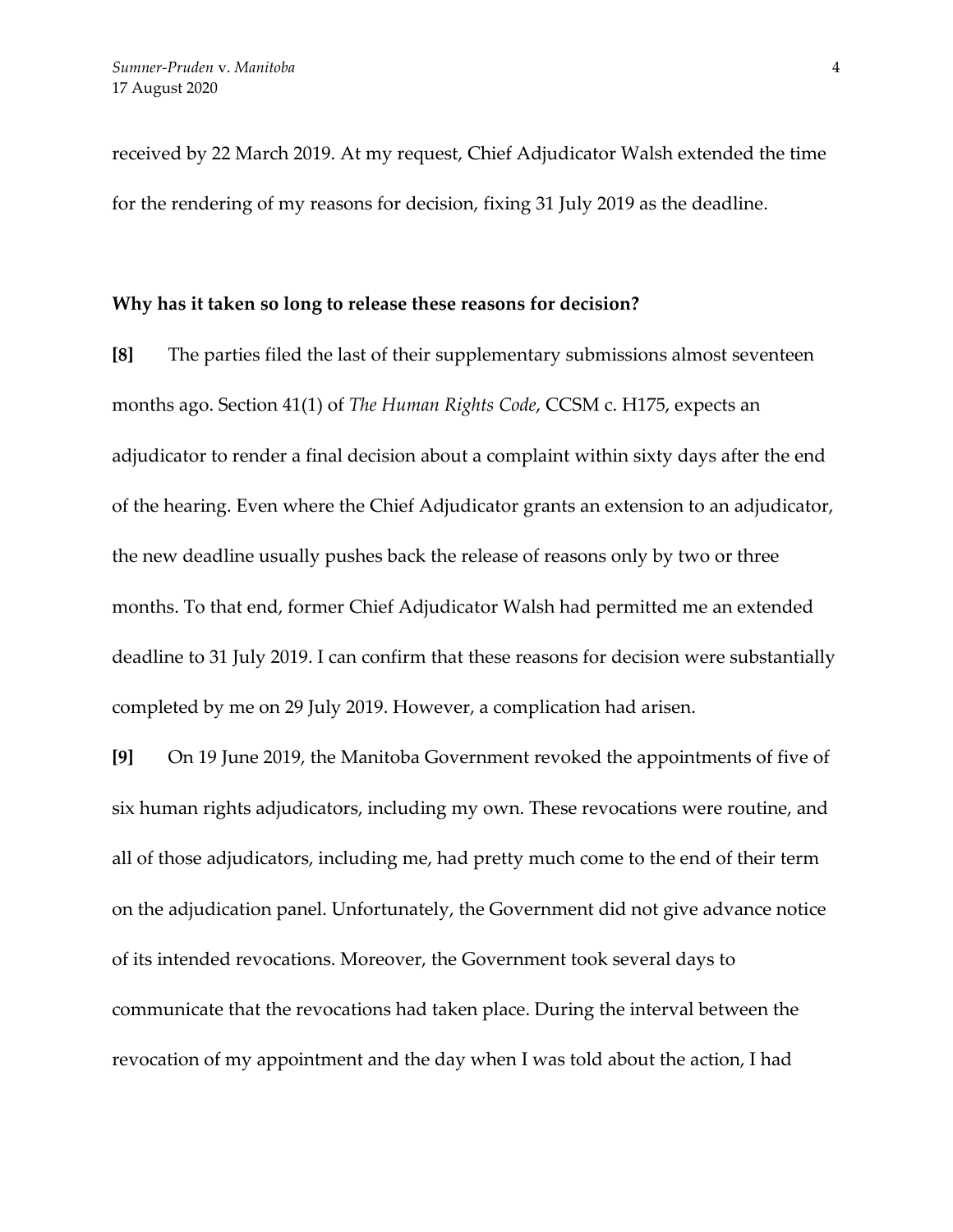received by 22 March 2019. At my request, Chief Adjudicator Walsh extended the time for the rendering of my reasons for decision, fixing 31 July 2019 as the deadline.

**Why has it taken so long to release these reasons for decision?**

**[8]** The parties filed the last of their supplementary submissions almost seventeen months ago. Section 41(1) of *The Human Rights Code*, CCSM c. H175, expects an adjudicator to render a final decision about a complaint within sixty days after the end of the hearing. Even where the Chief Adjudicator grants an extension to an adjudicator, the new deadline usually pushes back the release of reasons only by two or three months. To that end, former Chief Adjudicator Walsh had permitted me an extended deadline to 31 July 2019. I can confirm that these reasons for decision were substantially completed by me on 29 July 2019. However, a complication had arisen.

**[9]** On 19 June 2019, the Manitoba Government revoked the appointments of five of six human rights adjudicators, including my own. These revocations were routine, and all of those adjudicators, including me, had pretty much come to the end of their term on the adjudication panel. Unfortunately, the Government did not give advance notice of its intended revocations. Moreover, the Government took several days to communicate that the revocations had taken place. During the interval between the revocation of my appointment and the day when I was told about the action, I had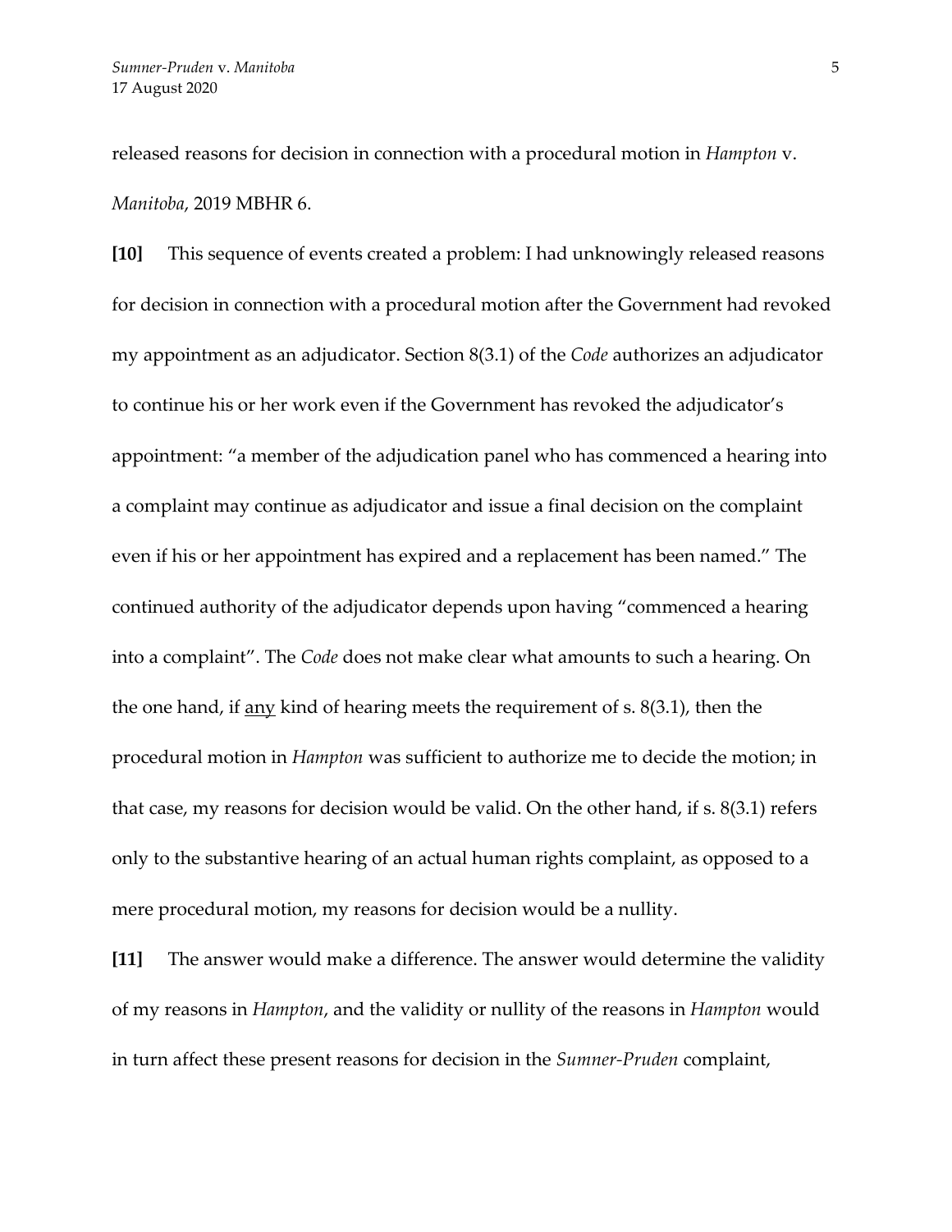released reasons for decision in connection with a procedural motion in *Hampton* v. *Manitoba*, 2019 MBHR 6.

**[10]** This sequence of events created a problem: I had unknowingly released reasons for decision in connection with a procedural motion after the Government had revoked my appointment as an adjudicator. Section 8(3.1) of the *Code* authorizes an adjudicator to continue his or her work even if the Government has revoked the adjudicator's appointment: "a member of the adjudication panel who has commenced a hearing into a complaint may continue as adjudicator and issue a final decision on the complaint even if his or her appointment has expired and a replacement has been named." The continued authority of the adjudicator depends upon having "commenced a hearing into a complaint". The *Code* does not make clear what amounts to such a hearing. On the one hand, if <u>any</u> kind of hearing meets the requirement of s. 8(3.1), then the procedural motion in *Hampton* was sufficient to authorize me to decide the motion; in that case, my reasons for decision would be valid. On the other hand, if s. 8(3.1) refers only to the substantive hearing of an actual human rights complaint, as opposed to a mere procedural motion, my reasons for decision would be a nullity.

**[11]** The answer would make a difference. The answer would determine the validity of my reasons in *Hampton*, and the validity or nullity of the reasons in *Hampton* would in turn affect these present reasons for decision in the *Sumner-Pruden* complaint,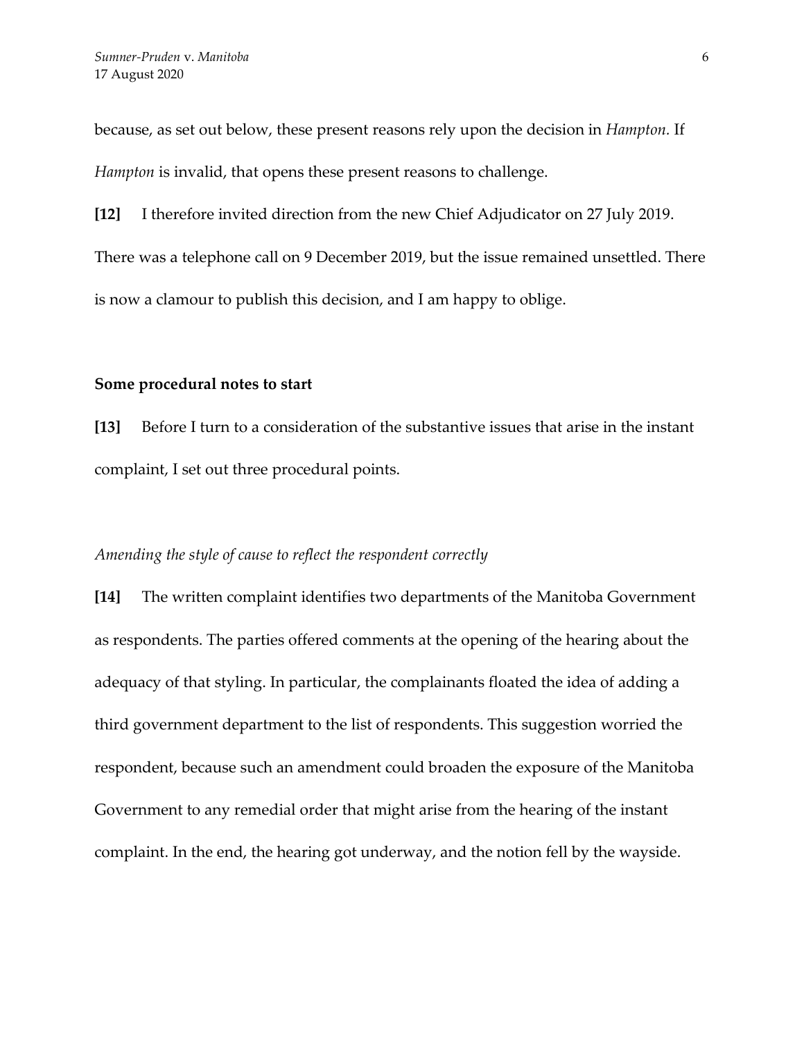because, as set out below, these present reasons rely upon the decision in *Hampton.* If *Hampton* is invalid, that opens these present reasons to challenge.

**[12]** I therefore invited direction from the new Chief Adjudicator on 27 July 2019. There was a telephone call on 9 December 2019, but the issue remained unsettled. There is now a clamour to publish this decision, and I am happy to oblige.

**Some procedural notes to start**

**[13]** Before I turn to a consideration of the substantive issues that arise in the instant complaint, I set out three procedural points.

*Amending the style of cause to reflect the respondent correctly*

**[14]** The written complaint identifies two departments of the Manitoba Government as respondents. The parties offered comments at the opening of the hearing about the adequacy of that styling. In particular, the complainants floated the idea of adding a third government department to the list of respondents. This suggestion worried the respondent, because such an amendment could broaden the exposure of the Manitoba Government to any remedial order that might arise from the hearing of the instant complaint. In the end, the hearing got underway, and the notion fell by the wayside.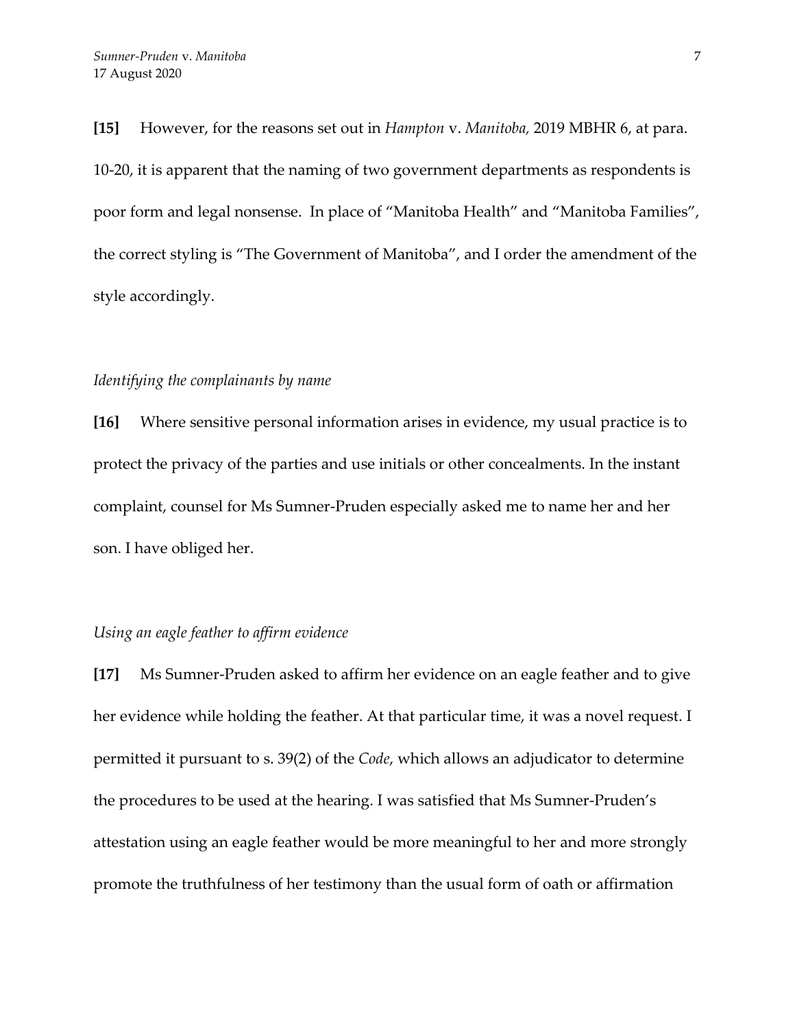**[15]** However, for the reasons set out in *Hampton* v. *Manitoba,* 2019 MBHR 6, at para. 10-20, it is apparent that the naming of two government departments as respondents is poor form and legal nonsense. In place of "Manitoba Health" and "Manitoba Families", the correct styling is "The Government of Manitoba", and I order the amendment of the style accordingly.

*Identifying the complainants by name*

**[16]** Where sensitive personal information arises in evidence, my usual practice is to protect the privacy of the parties and use initials or other concealments. In the instant complaint, counsel for Ms Sumner-Pruden especially asked me to name her and her son. I have obliged her.

*Using an eagle feather to affirm evidence*

**[17]** Ms Sumner-Pruden asked to affirm her evidence on an eagle feather and to give her evidence while holding the feather. At that particular time, it was a novel request. I permitted it pursuant to s. 39(2) of the *Code*, which allows an adjudicator to determine the procedures to be used at the hearing. I was satisfied that Ms Sumner-Pruden's attestation using an eagle feather would be more meaningful to her and more strongly promote the truthfulness of her testimony than the usual form of oath or affirmation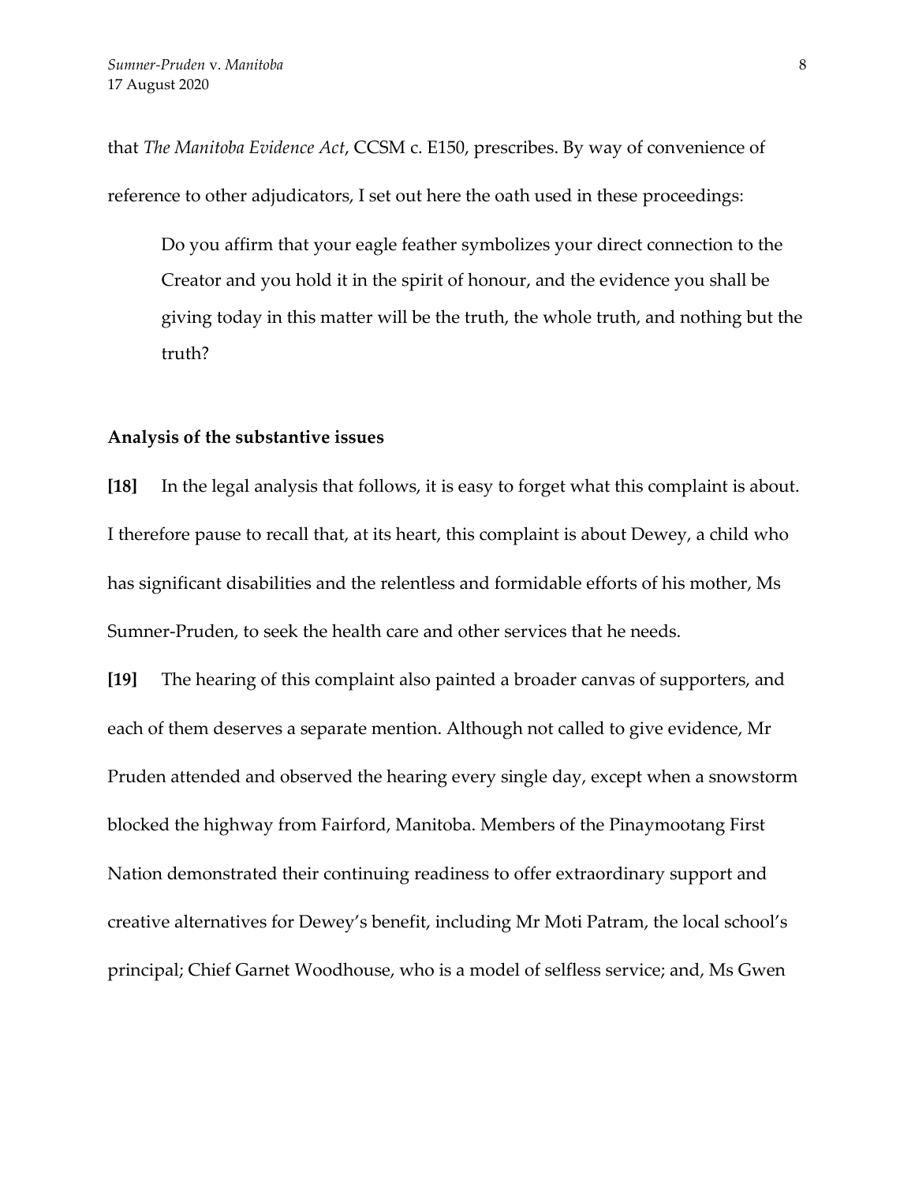that *The Manitoba Evidence Act*, CCSM c. E150, prescribes. By way of convenience of reference to other adjudicators, I set out here the oath used in these proceedings:

> Do you affirm that your eagle feather symbolizes your direct connection to the Creator and you hold it in the spirit of honour, and the evidence you shall be giving today in this matter will be the truth, the whole truth, and nothing but the truth?

**Analysis of the substantive issues**

**[18]** In the legal analysis that follows, it is easy to forget what this complaint is about. I therefore pause to recall that, at its heart, this complaint is about Dewey, a child who has significant disabilities and the relentless and formidable efforts of his mother, Ms Sumner-Pruden, to seek the health care and other services that he needs.

**[19]** The hearing of this complaint also painted a broader canvas of supporters, and each of them deserves a separate mention. Although not called to give evidence, Mr Pruden attended and observed the hearing every single day, except when a snowstorm blocked the highway from Fairford, Manitoba. Members of the Pinaymootang First Nation demonstrated their continuing readiness to offer extraordinary support and creative alternatives for Dewey's benefit, including Mr Moti Patram, the local school's principal; Chief Garnet Woodhouse, who is a model of selfless service; and, Ms Gwen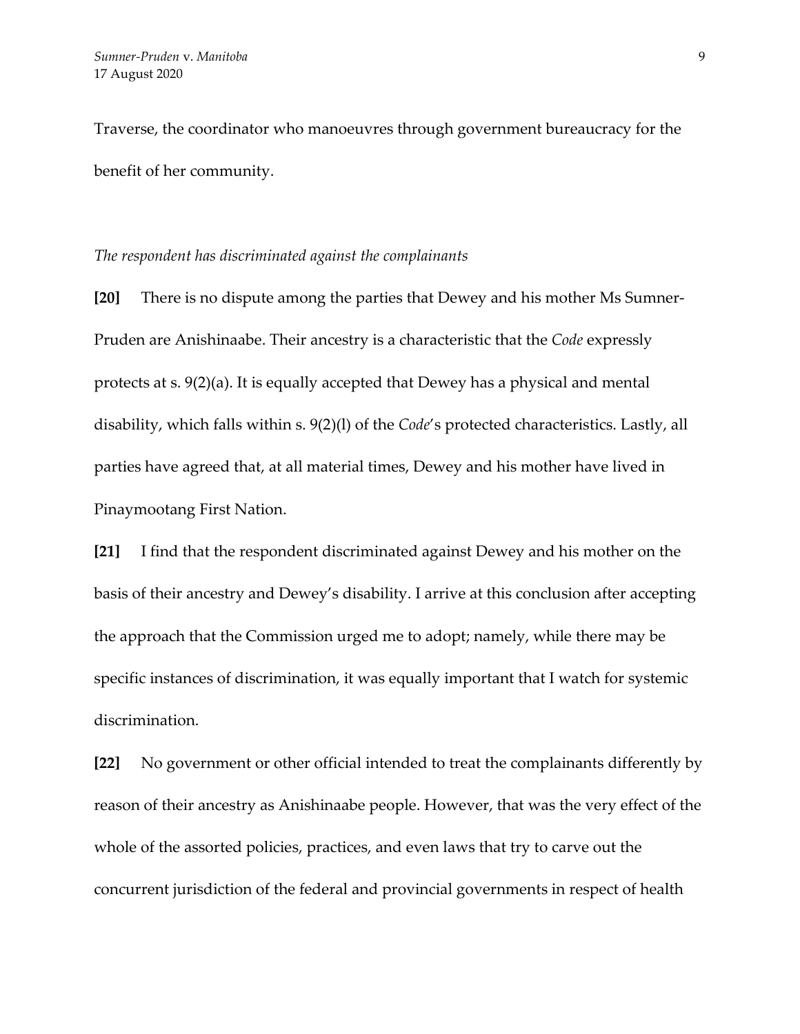Traverse, the coordinator who manoeuvres through government bureaucracy for the benefit of her community.

*The respondent has discriminated against the complainants*

**[20]** There is no dispute among the parties that Dewey and his mother Ms Sumner-Pruden are Anishinaabe. Their ancestry is a characteristic that the *Code* expressly protects at s. 9(2)(a). It is equally accepted that Dewey has a physical and mental disability, which falls within s. 9(2)(l) of the *Code*'s protected characteristics. Lastly, all parties have agreed that, at all material times, Dewey and his mother have lived in Pinaymootang First Nation.

**[21]** I find that the respondent discriminated against Dewey and his mother on the basis of their ancestry and Dewey's disability. I arrive at this conclusion after accepting the approach that the Commission urged me to adopt; namely, while there may be specific instances of discrimination, it was equally important that I watch for systemic discrimination.

**[22]** No government or other official intended to treat the complainants differently by reason of their ancestry as Anishinaabe people. However, that was the very effect of the whole of the assorted policies, practices, and even laws that try to carve out the concurrent jurisdiction of the federal and provincial governments in respect of health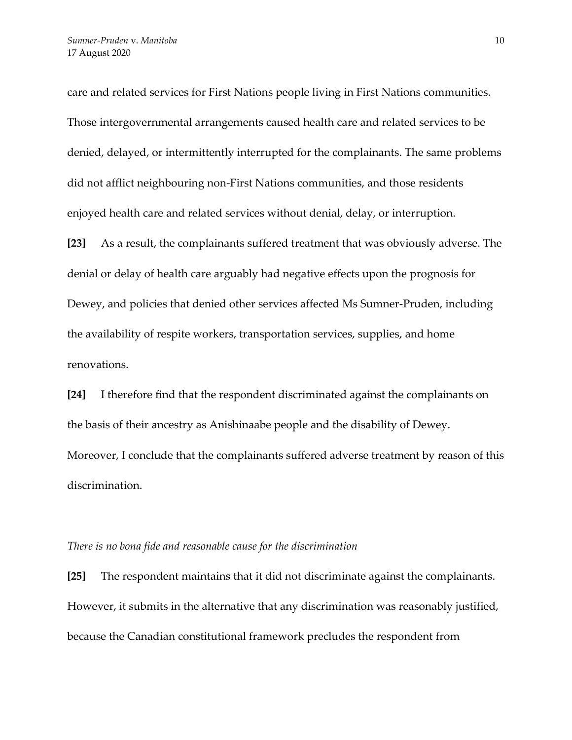care and related services for First Nations people living in First Nations communities. Those intergovernmental arrangements caused health care and related services to be denied, delayed, or intermittently interrupted for the complainants. The same problems did not afflict neighbouring non-First Nations communities, and those residents enjoyed health care and related services without denial, delay, or interruption.

**[23]** As a result, the complainants suffered treatment that was obviously adverse. The denial or delay of health care arguably had negative effects upon the prognosis for Dewey, and policies that denied other services affected Ms Sumner-Pruden, including the availability of respite workers, transportation services, supplies, and home renovations.

**[24]** I therefore find that the respondent discriminated against the complainants on the basis of their ancestry as Anishinaabe people and the disability of Dewey. Moreover, I conclude that the complainants suffered adverse treatment by reason of this discrimination.

*There is no bona fide and reasonable cause for the discrimination*

**[25]** The respondent maintains that it did not discriminate against the complainants. However, it submits in the alternative that any discrimination was reasonably justified, because the Canadian constitutional framework precludes the respondent from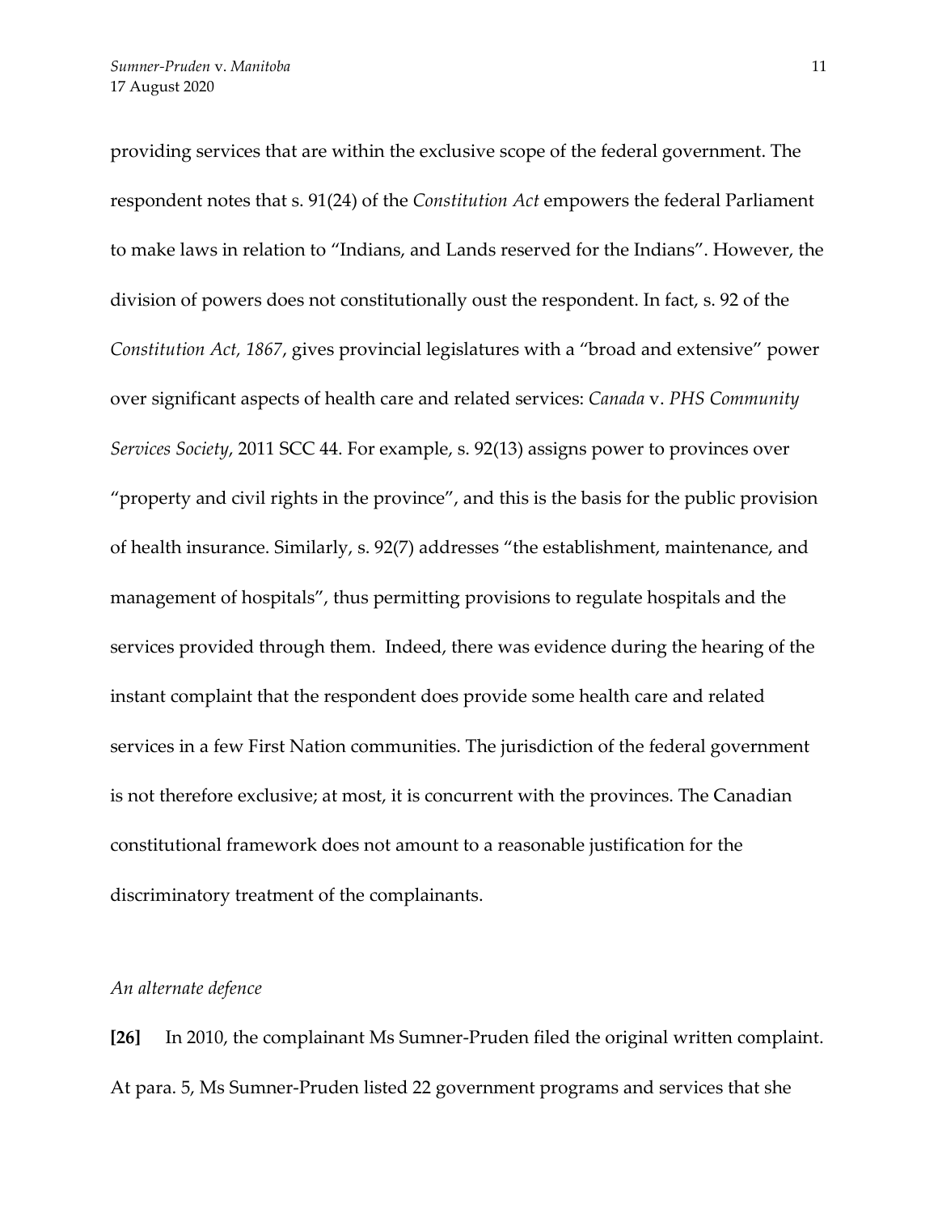providing services that are within the exclusive scope of the federal government. The respondent notes that s. 91(24) of the *Constitution Act* empowers the federal Parliament to make laws in relation to "Indians, and Lands reserved for the Indians". However, the division of powers does not constitutionally oust the respondent. In fact, s. 92 of the *Constitution Act, 1867*, gives provincial legislatures with a "broad and extensive" power over significant aspects of health care and related services: *Canada* v. *PHS Community Services Society*, 2011 SCC 44. For example, s. 92(13) assigns power to provinces over "property and civil rights in the province", and this is the basis for the public provision of health insurance. Similarly, s. 92(7) addresses "the establishment, maintenance, and management of hospitals", thus permitting provisions to regulate hospitals and the services provided through them. Indeed, there was evidence during the hearing of the instant complaint that the respondent does provide some health care and related services in a few First Nation communities. The jurisdiction of the federal government is not therefore exclusive; at most, it is concurrent with the provinces. The Canadian constitutional framework does not amount to a reasonable justification for the discriminatory treatment of the complainants.

*An alternate defence*

**[26]** In 2010, the complainant Ms Sumner-Pruden filed the original written complaint. At para. 5, Ms Sumner-Pruden listed 22 government programs and services that she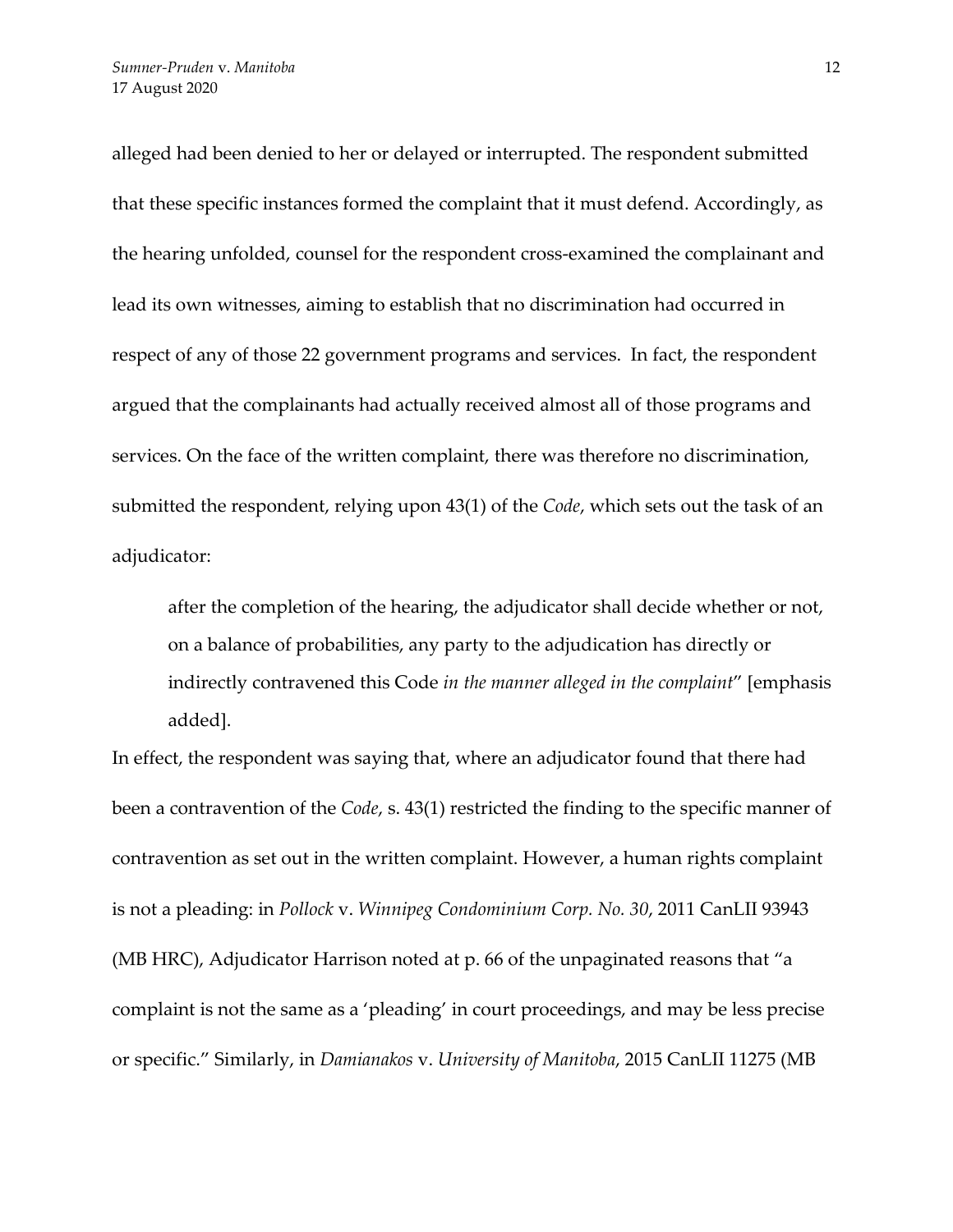alleged had been denied to her or delayed or interrupted. The respondent submitted that these specific instances formed the complaint that it must defend. Accordingly, as the hearing unfolded, counsel for the respondent cross-examined the complainant and lead its own witnesses, aiming to establish that no discrimination had occurred in respect of any of those 22 government programs and services. In fact, the respondent argued that the complainants had actually received almost all of those programs and services. On the face of the written complaint, there was therefore no discrimination, submitted the respondent, relying upon 43(1) of the *Code*, which sets out the task of an adjudicator:

> after the completion of the hearing, the adjudicator shall decide whether or not, on a balance of probabilities, any party to the adjudication has directly or indirectly contravened this Code *in the manner alleged in the complaint*" [emphasis added].

In effect, the respondent was saying that, where an adjudicator found that there had been a contravention of the *Code*, s. 43(1) restricted the finding to the specific manner of contravention as set out in the written complaint. However, a human rights complaint is not a pleading: in *Pollock* v. *Winnipeg Condominium Corp. No. 30*, 2011 CanLII 93943 (MB HRC), Adjudicator Harrison noted at p. 66 of the unpaginated reasons that "a complaint is not the same as a 'pleading' in court proceedings, and may be less precise or specific." Similarly, in *Damianakos* v. *University of Manitoba*, 2015 CanLII 11275 (MB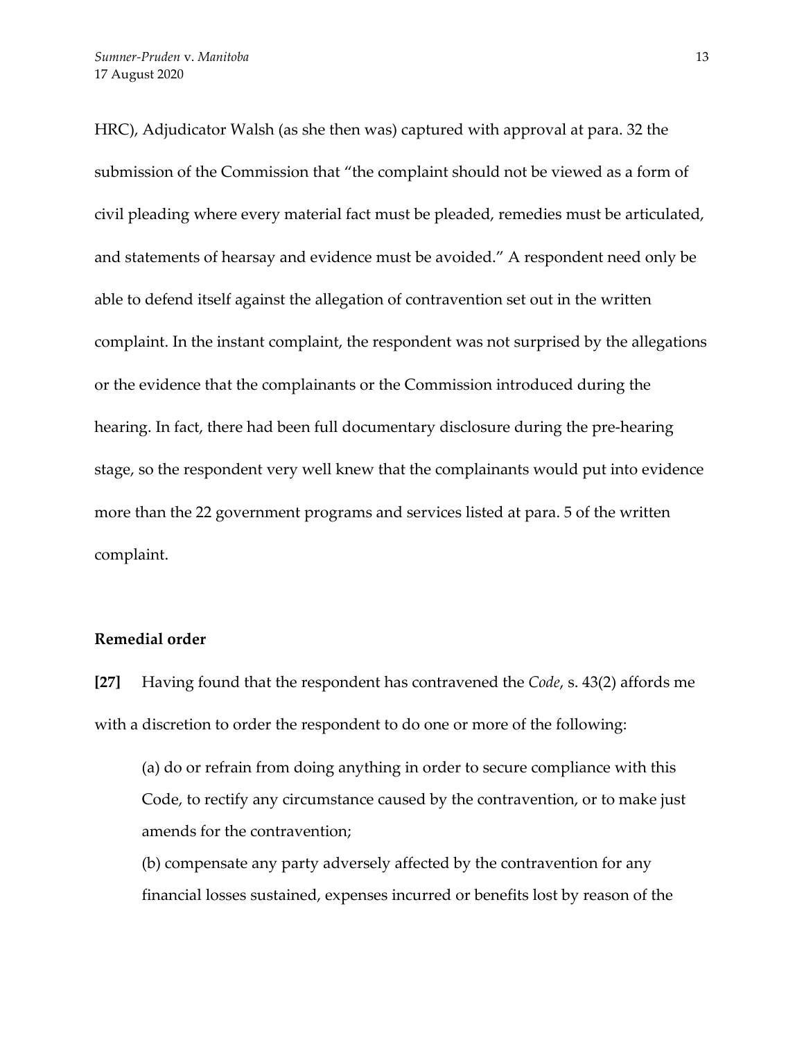HRC), Adjudicator Walsh (as she then was) captured with approval at para. 32 the submission of the Commission that "the complaint should not be viewed as a form of civil pleading where every material fact must be pleaded, remedies must be articulated, and statements of hearsay and evidence must be avoided." A respondent need only be able to defend itself against the allegation of contravention set out in the written complaint. In the instant complaint, the respondent was not surprised by the allegations or the evidence that the complainants or the Commission introduced during the hearing. In fact, there had been full documentary disclosure during the pre-hearing stage, so the respondent very well knew that the complainants would put into evidence more than the 22 government programs and services listed at para. 5 of the written complaint.

**Remedial order**

**[27]** Having found that the respondent has contravened the *Code*, s. 43(2) affords me with a discretion to order the respondent to do one or more of the following:

> (a) do or refrain from doing anything in order to secure compliance with this Code, to rectify any circumstance caused by the contravention, or to make just amends for the contravention;
>
> (b) compensate any party adversely affected by the contravention for any financial losses sustained, expenses incurred or benefits lost by reason of the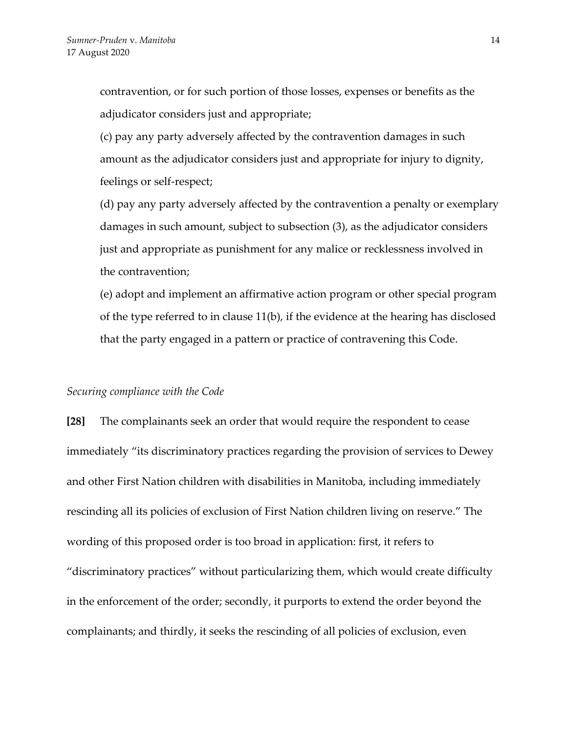contravention, or for such portion of those losses, expenses or benefits as the adjudicator considers just and appropriate;

(c) pay any party adversely affected by the contravention damages in such amount as the adjudicator considers just and appropriate for injury to dignity, feelings or self-respect;

(d) pay any party adversely affected by the contravention a penalty or exemplary damages in such amount, subject to subsection (3), as the adjudicator considers just and appropriate as punishment for any malice or recklessness involved in the contravention;

(e) adopt and implement an affirmative action program or other special program of the type referred to in clause 11(b), if the evidence at the hearing has disclosed that the party engaged in a pattern or practice of contravening this Code.

*Securing compliance with the Code*

**[28]** The complainants seek an order that would require the respondent to cease immediately "its discriminatory practices regarding the provision of services to Dewey and other First Nation children with disabilities in Manitoba, including immediately rescinding all its policies of exclusion of First Nation children living on reserve." The wording of this proposed order is too broad in application: first, it refers to "discriminatory practices" without particularizing them, which would create difficulty in the enforcement of the order; secondly, it purports to extend the order beyond the complainants; and thirdly, it seeks the rescinding of all policies of exclusion, even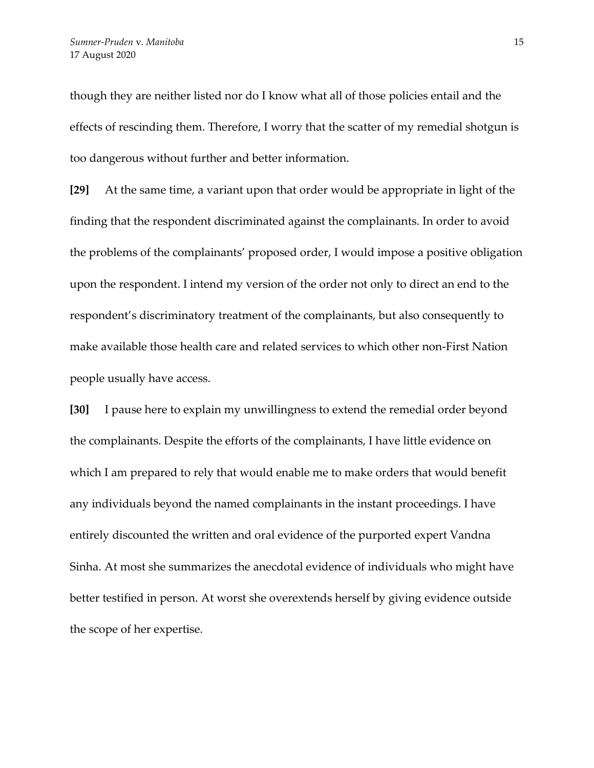though they are neither listed nor do I know what all of those policies entail and the effects of rescinding them. Therefore, I worry that the scatter of my remedial shotgun is too dangerous without further and better information.

**[29]** At the same time, a variant upon that order would be appropriate in light of the finding that the respondent discriminated against the complainants. In order to avoid the problems of the complainants' proposed order, I would impose a positive obligation upon the respondent. I intend my version of the order not only to direct an end to the respondent's discriminatory treatment of the complainants, but also consequently to make available those health care and related services to which other non-First Nation people usually have access.

**[30]** I pause here to explain my unwillingness to extend the remedial order beyond the complainants. Despite the efforts of the complainants, I have little evidence on which I am prepared to rely that would enable me to make orders that would benefit any individuals beyond the named complainants in the instant proceedings. I have entirely discounted the written and oral evidence of the purported expert Vandna Sinha. At most she summarizes the anecdotal evidence of individuals who might have better testified in person. At worst she overextends herself by giving evidence outside the scope of her expertise.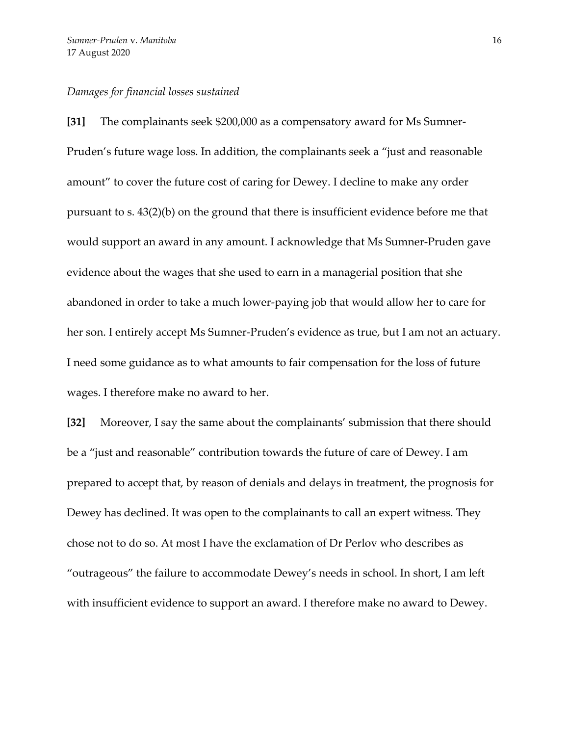*Damages for financial losses sustained*

**[31]** The complainants seek $200,000 as a compensatory award for Ms Sumner-Pruden's future wage loss. In addition, the complainants seek a "just and reasonable amount" to cover the future cost of caring for Dewey. I decline to make any order pursuant to s. 43(2)(b) on the ground that there is insufficient evidence before me that would support an award in any amount. I acknowledge that Ms Sumner-Pruden gave evidence about the wages that she used to earn in a managerial position that she abandoned in order to take a much lower-paying job that would allow her to care for her son. I entirely accept Ms Sumner-Pruden's evidence as true, but I am not an actuary. I need some guidance as to what amounts to fair compensation for the loss of future wages. I therefore make no award to her.

**[32]** Moreover, I say the same about the complainants' submission that there should be a "just and reasonable" contribution towards the future of care of Dewey. I am prepared to accept that, by reason of denials and delays in treatment, the prognosis for Dewey has declined. It was open to the complainants to call an expert witness. They chose not to do so. At most I have the exclamation of Dr Perlov who describes as "outrageous" the failure to accommodate Dewey's needs in school. In short, I am left with insufficient evidence to support an award. I therefore make no award to Dewey.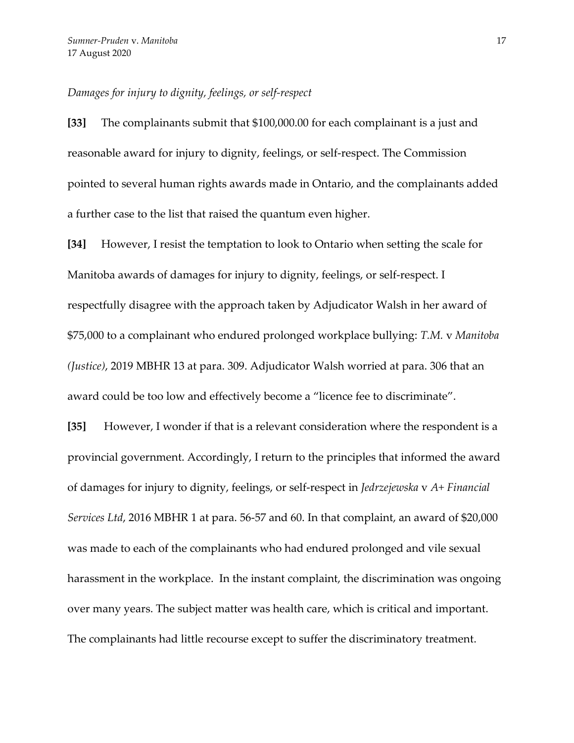*Damages for injury to dignity, feelings, or self-respect*

**[33]** The complainants submit that $100,000.00 for each complainant is a just and reasonable award for injury to dignity, feelings, or self-respect. The Commission pointed to several human rights awards made in Ontario, and the complainants added a further case to the list that raised the quantum even higher.

**[34]** However, I resist the temptation to look to Ontario when setting the scale for Manitoba awards of damages for injury to dignity, feelings, or self-respect. I respectfully disagree with the approach taken by Adjudicator Walsh in her award of $75,000 to a complainant who endured prolonged workplace bullying: *T.M.* v *Manitoba (Justice)*, 2019 MBHR 13 at para. 309. Adjudicator Walsh worried at para. 306 that an award could be too low and effectively become a "licence fee to discriminate".

**[35]** However, I wonder if that is a relevant consideration where the respondent is a provincial government. Accordingly, I return to the principles that informed the award of damages for injury to dignity, feelings, or self-respect in *Jedrzejewska* v *A+ Financial Services Ltd*, 2016 MBHR 1 at para. 56-57 and 60. In that complaint, an award of $20,000 was made to each of the complainants who had endured prolonged and vile sexual harassment in the workplace. In the instant complaint, the discrimination was ongoing over many years. The subject matter was health care, which is critical and important. The complainants had little recourse except to suffer the discriminatory treatment.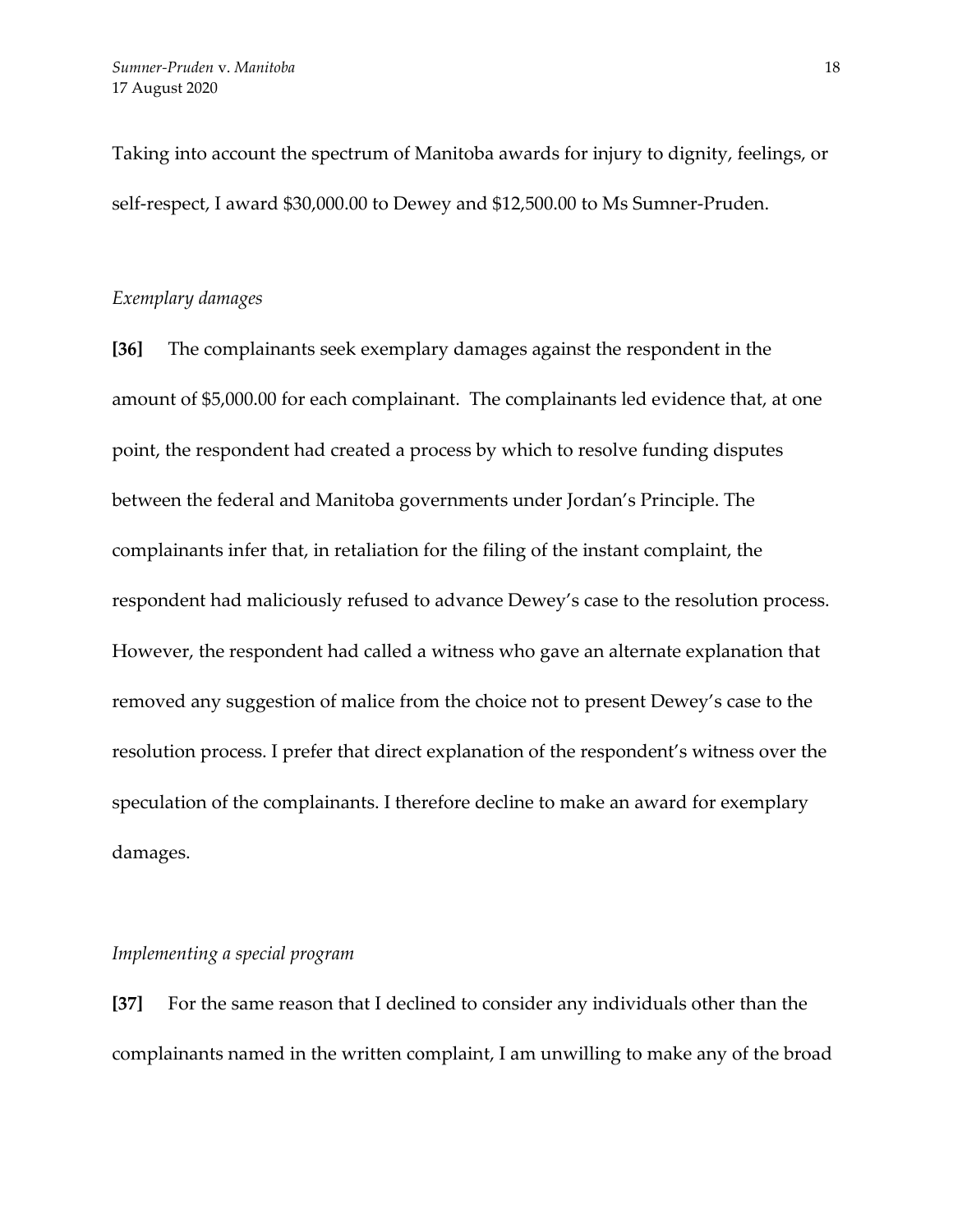Taking into account the spectrum of Manitoba awards for injury to dignity, feelings, or self-respect, I award $30,000.00 to Dewey and $12,500.00 to Ms Sumner-Pruden.

*Exemplary damages*

**[36]** The complainants seek exemplary damages against the respondent in the amount of $5,000.00 for each complainant. The complainants led evidence that, at one point, the respondent had created a process by which to resolve funding disputes between the federal and Manitoba governments under Jordan's Principle. The complainants infer that, in retaliation for the filing of the instant complaint, the respondent had maliciously refused to advance Dewey's case to the resolution process. However, the respondent had called a witness who gave an alternate explanation that removed any suggestion of malice from the choice not to present Dewey's case to the resolution process. I prefer that direct explanation of the respondent's witness over the speculation of the complainants. I therefore decline to make an award for exemplary damages.

*Implementing a special program*

**[37]** For the same reason that I declined to consider any individuals other than the complainants named in the written complaint, I am unwilling to make any of the broad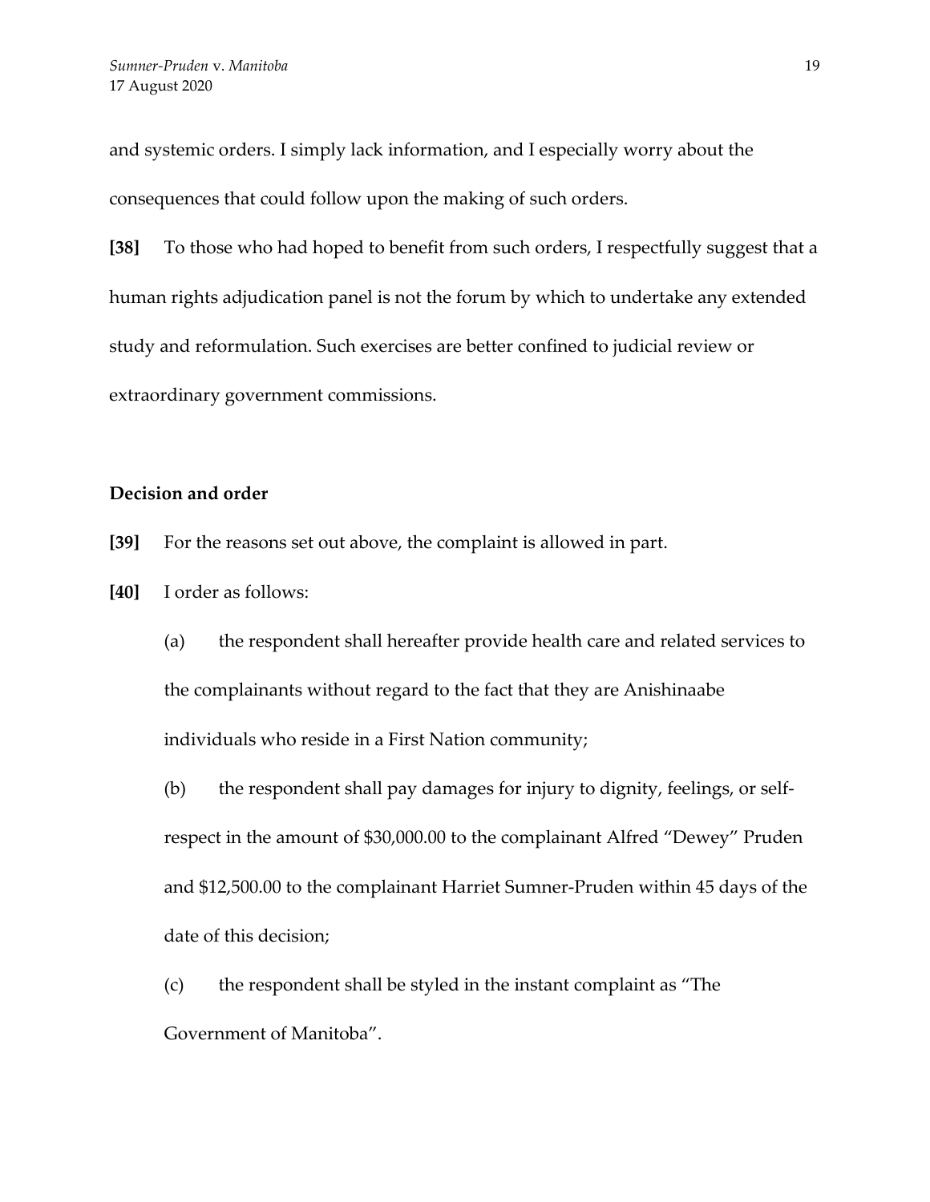and systemic orders. I simply lack information, and I especially worry about the consequences that could follow upon the making of such orders.

**[38]** To those who had hoped to benefit from such orders, I respectfully suggest that a human rights adjudication panel is not the forum by which to undertake any extended study and reformulation. Such exercises are better confined to judicial review or extraordinary government commissions.

### Decision and order

**[39]** For the reasons set out above, the complaint is allowed in part.

**[40]** I order as follows:

(a) the respondent shall hereafter provide health care and related services to the complainants without regard to the fact that they are Anishinaabe individuals who reside in a First Nation community;

(b) the respondent shall pay damages for injury to dignity, feelings, or self-respect in the amount of $30,000.00 to the complainant Alfred "Dewey" Pruden and $12,500.00 to the complainant Harriet Sumner-Pruden within 45 days of the date of this decision;

(c) the respondent shall be styled in the instant complaint as "The Government of Manitoba".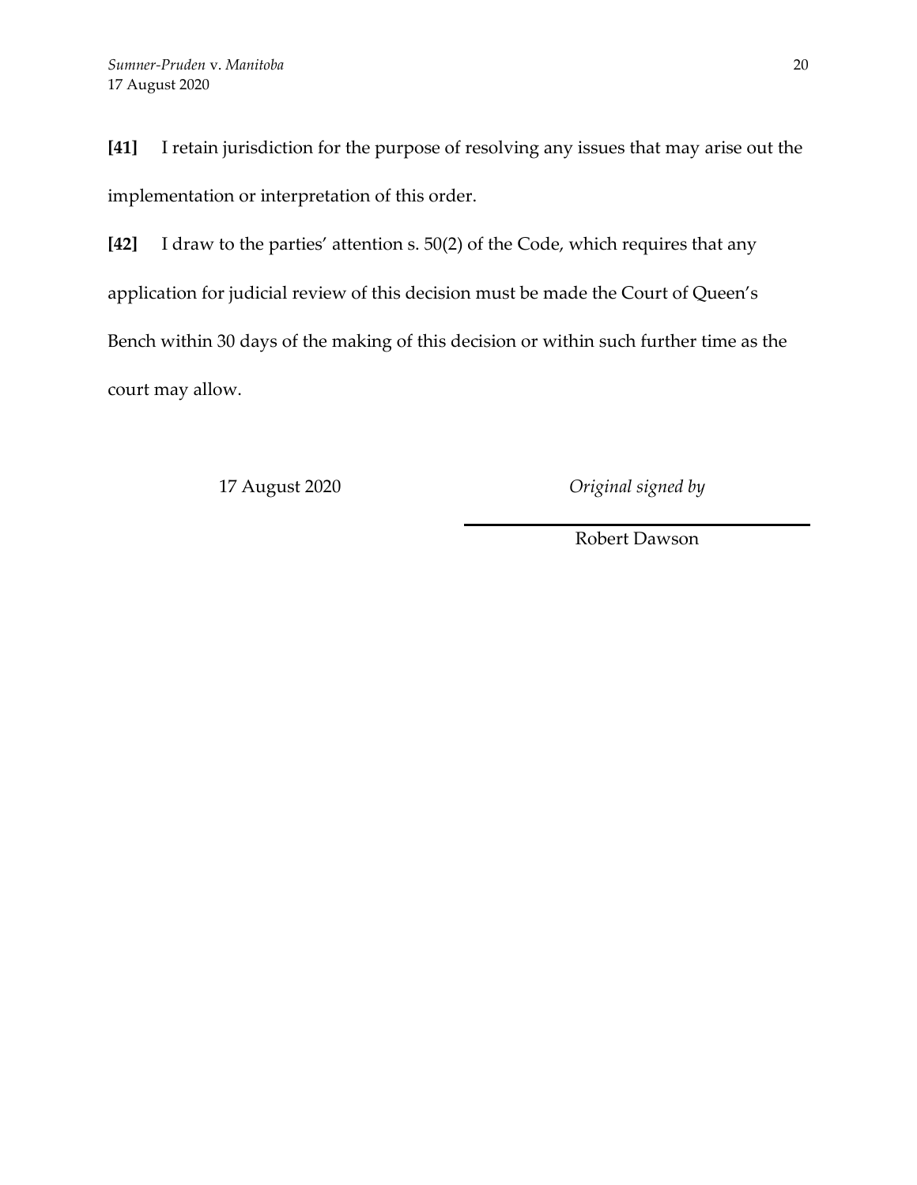**[41]** I retain jurisdiction for the purpose of resolving any issues that may arise out the implementation or interpretation of this order.

**[42]** I draw to the parties' attention s. 50(2) of the Code, which requires that any application for judicial review of this decision must be made the Court of Queen's Bench within 30 days of the making of this decision or within such further time as the court may allow.

17 August 2020

*Original signed by*

Robert Dawson